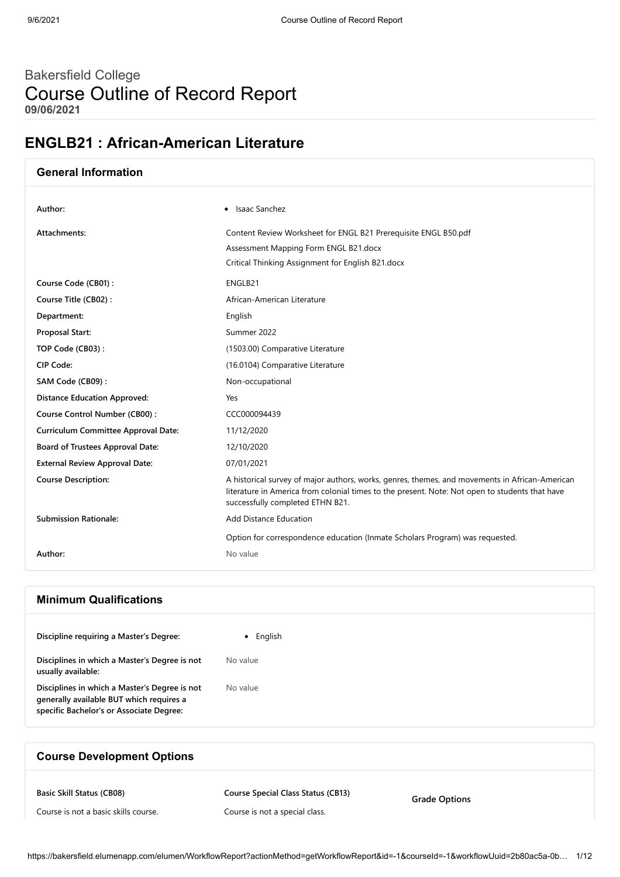# Bakersfield College

# Course Outline of Record Report

**09/06/2021**

## ENGLB21 : African-American Literature

### General Information

| | |
|---|---|
| **Author:** | • Isaac Sanchez |
| **Attachments:** | Content Review Worksheet for ENGL B21 Prerequisite ENGL B50.pdf<br>Assessment Mapping Form ENGL B21.docx<br>Critical Thinking Assignment for English B21.docx |
| **Course Code (CB01) :** | ENGLB21 |
| **Course Title (CB02) :** | African-American Literature |
| **Department:** | English |
| **Proposal Start:** | Summer 2022 |
| **TOP Code (CB03) :** | (1503.00) Comparative Literature |
| **CIP Code:** | (16.0104) Comparative Literature |
| **SAM Code (CB09) :** | Non-occupational |
| **Distance Education Approved:** | Yes |
| **Course Control Number (CB00) :** | CCC000094439 |
| **Curriculum Committee Approval Date:** | 11/12/2020 |
| **Board of Trustees Approval Date:** | 12/10/2020 |
| **External Review Approval Date:** | 07/01/2021 |
| **Course Description:** | A historical survey of major authors, works, genres, themes, and movements in African-American literature in America from colonial times to the present. Note: Not open to students that have successfully completed ETHN B21. |
| **Submission Rationale:** | Add Distance Education<br>Option for correspondence education (Inmate Scholars Program) was requested. |
| **Author:** | No value |

### Minimum Qualifications

| | |
|---|---|
| **Discipline requiring a Master's Degree:** | • English |
| **Disciplines in which a Master's Degree is not usually available:** | No value |
| **Disciplines in which a Master's Degree is not generally available BUT which requires a specific Bachelor's or Associate Degree:** | No value |

### Course Development Options

| Basic Skill Status (CB08) | Course Special Class Status (CB13) | Grade Options |
|---|---|---|
| Course is not a basic skills course. | Course is not a special class. | |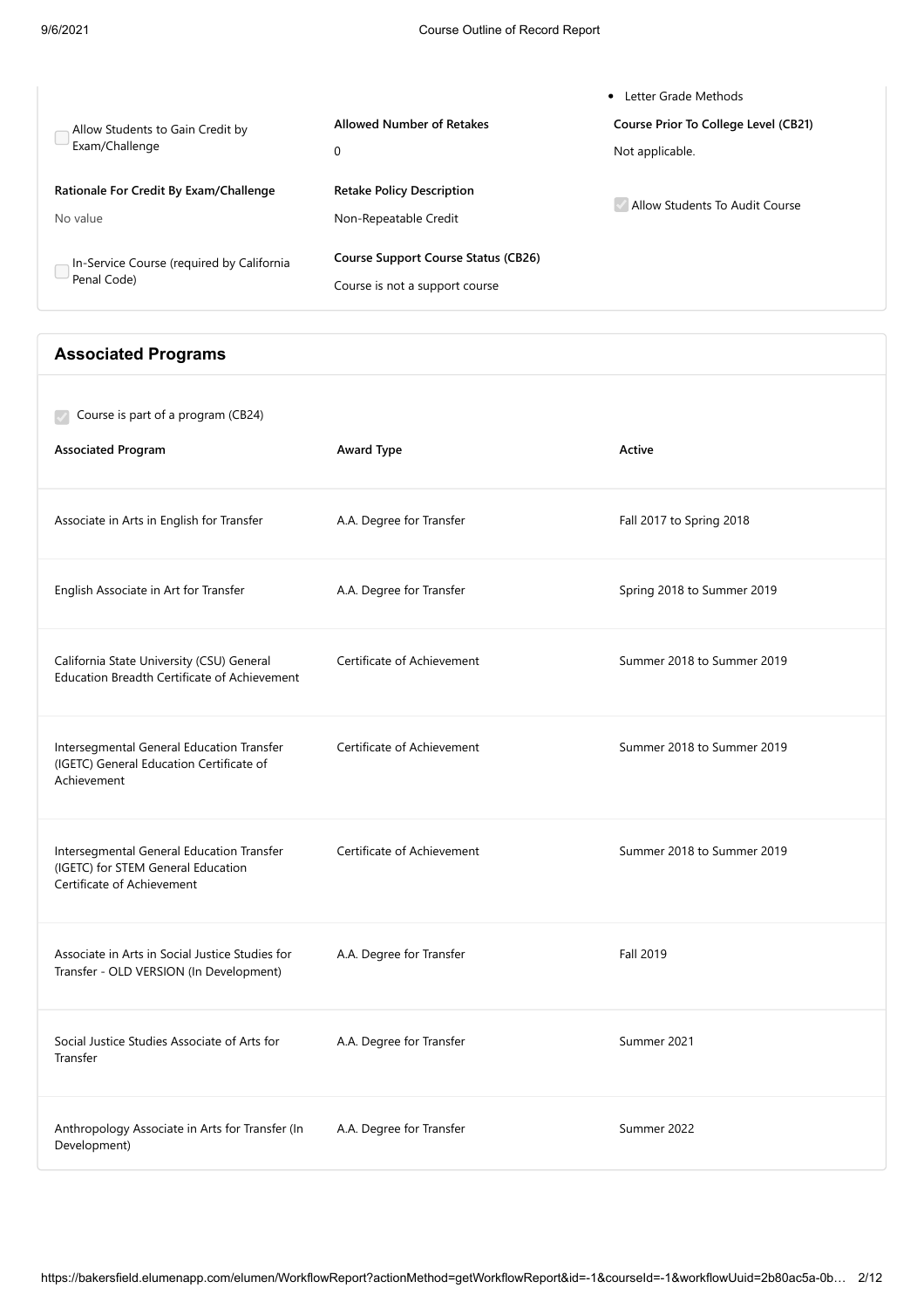- Letter Grade Methods

☐ Allow Students to Gain Credit by Exam/Challenge

**Rationale For Credit By Exam/Challenge**

No value

☐ In-Service Course (required by California Penal Code)

**Allowed Number of Retakes**

0

**Retake Policy Description**

Non-Repeatable Credit

**Course Support Course Status (CB26)**

Course is not a support course

**Course Prior To College Level (CB21)**

Not applicable.

☑ Allow Students To Audit Course

## Associated Programs

☑ Course is part of a program (CB24)

| Associated Program | Award Type | Active |
| --- | --- | --- |
| Associate in Arts in English for Transfer | A.A. Degree for Transfer | Fall 2017 to Spring 2018 |
| English Associate in Art for Transfer | A.A. Degree for Transfer | Spring 2018 to Summer 2019 |
| California State University (CSU) General Education Breadth Certificate of Achievement | Certificate of Achievement | Summer 2018 to Summer 2019 |
| Intersegmental General Education Transfer (IGETC) General Education Certificate of Achievement | Certificate of Achievement | Summer 2018 to Summer 2019 |
| Intersegmental General Education Transfer (IGETC) for STEM General Education Certificate of Achievement | Certificate of Achievement | Summer 2018 to Summer 2019 |
| Associate in Arts in Social Justice Studies for Transfer - OLD VERSION (In Development) | A.A. Degree for Transfer | Fall 2019 |
| Social Justice Studies Associate of Arts for Transfer | A.A. Degree for Transfer | Summer 2021 |
| Anthropology Associate in Arts for Transfer (In Development) | A.A. Degree for Transfer | Summer 2022 |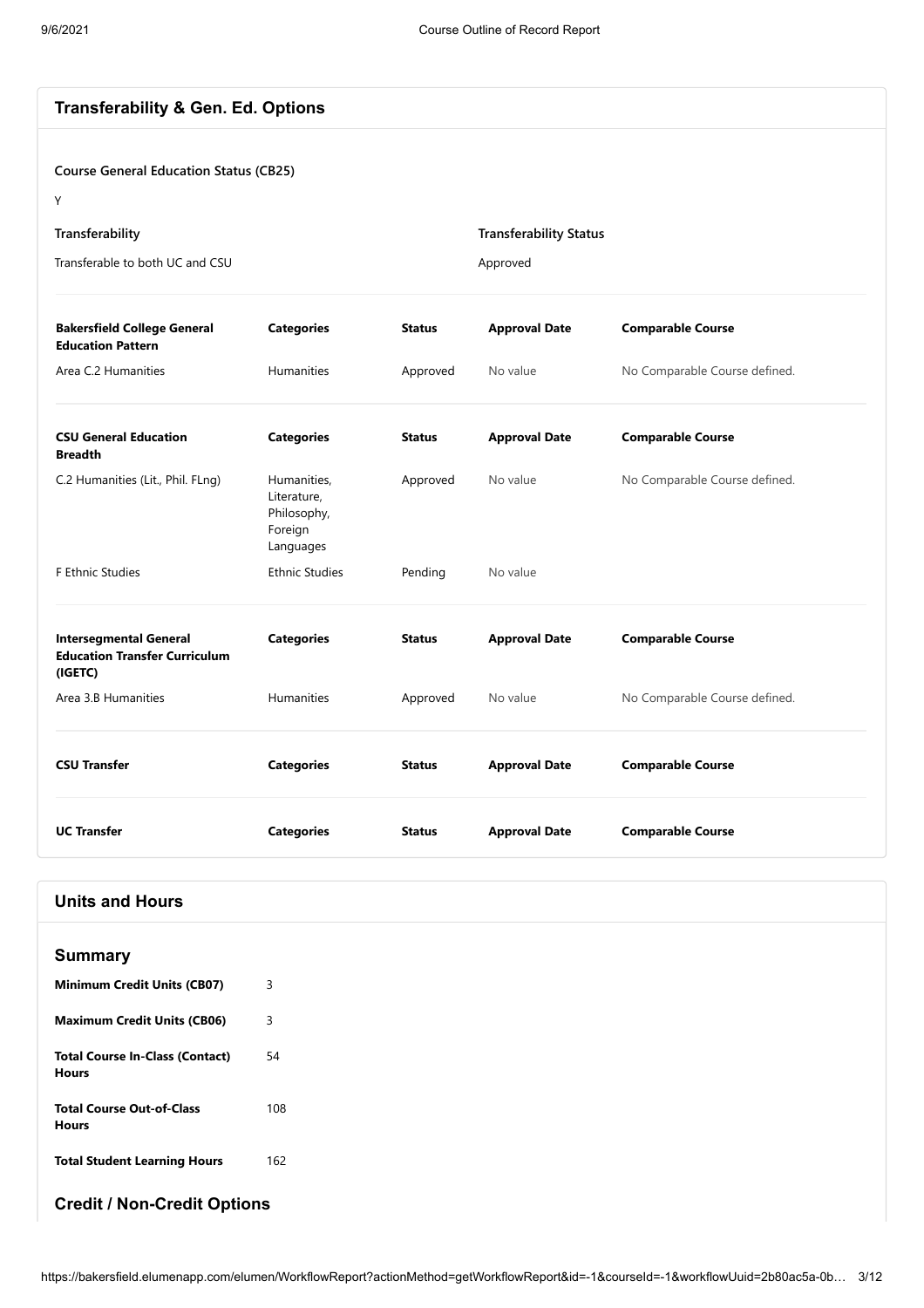## Transferability & Gen. Ed. Options

**Course General Education Status (CB25)**

Y

| Transferability | Transferability Status |
|---|---|
| Transferable to both UC and CSU | Approved |

| Bakersfield College General Education Pattern | Categories | Status | Approval Date | Comparable Course |
|---|---|---|---|---|
| Area C.2 Humanities | Humanities | Approved | No value | No Comparable Course defined. |

| CSU General Education Breadth | Categories | Status | Approval Date | Comparable Course |
|---|---|---|---|---|
| C.2 Humanities (Lit., Phil. FLng) | Humanities, Literature, Philosophy, Foreign Languages | Approved | No value | No Comparable Course defined. |
| F Ethnic Studies | Ethnic Studies | Pending | No value | |

| Intersegmental General Education Transfer Curriculum (IGETC) | Categories | Status | Approval Date | Comparable Course |
|---|---|---|---|---|
| Area 3.B Humanities | Humanities | Approved | No value | No Comparable Course defined. |

| CSU Transfer | Categories | Status | Approval Date | Comparable Course |
|---|---|---|---|---|

| UC Transfer | Categories | Status | Approval Date | Comparable Course |
|---|---|---|---|---|

## Units and Hours

### Summary

| | |
|---|---|
| **Minimum Credit Units (CB07)** | 3 |
| **Maximum Credit Units (CB06)** | 3 |
| **Total Course In-Class (Contact) Hours** | 54 |
| **Total Course Out-of-Class Hours** | 108 |
| **Total Student Learning Hours** | 162 |

### Credit / Non-Credit Options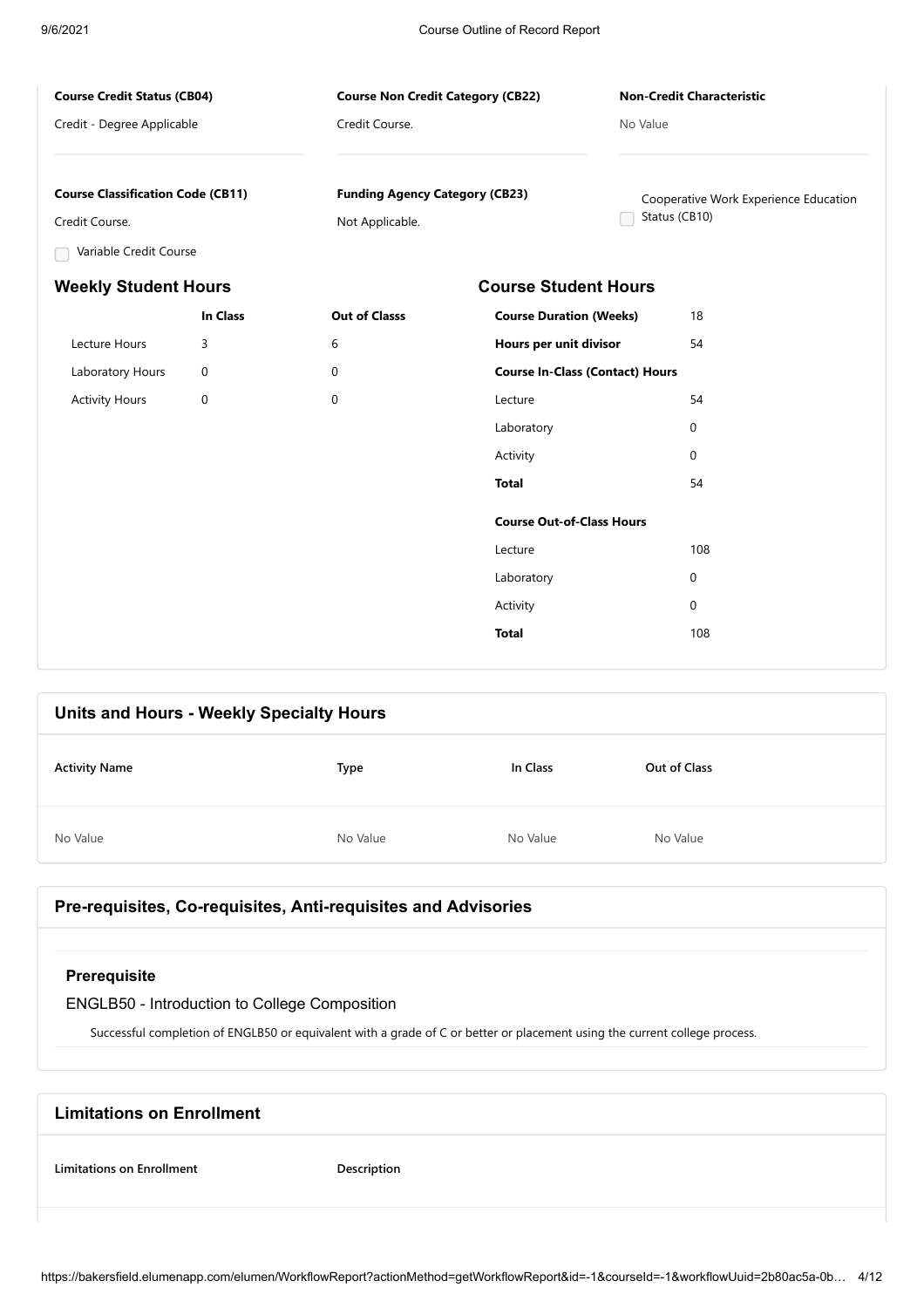**Course Credit Status (CB04)**

Credit - Degree Applicable

**Course Non Credit Category (CB22)**

Credit Course.

**Non-Credit Characteristic**

No Value

**Course Classification Code (CB11)**

Credit Course.

- [ ] Variable Credit Course

**Funding Agency Category (CB23)**

Not Applicable.

- [ ] Cooperative Work Experience Education Status (CB10)

## Weekly Student Hours

| | In Class | Out of Classs |
|---|---|---|
| Lecture Hours | 3 | 6 |
| Laboratory Hours | 0 | 0 |
| Activity Hours | 0 | 0 |

## Course Student Hours

| | |
|---|---|
| **Course Duration (Weeks)** | 18 |
| **Hours per unit divisor** | 54 |
| **Course In-Class (Contact) Hours** | |
| Lecture | 54 |
| Laboratory | 0 |
| Activity | 0 |
| **Total** | 54 |
| **Course Out-of-Class Hours** | |
| Lecture | 108 |
| Laboratory | 0 |
| Activity | 0 |
| **Total** | 108 |

## Units and Hours - Weekly Specialty Hours

| Activity Name | Type | In Class | Out of Class |
|---|---|---|---|
| No Value | No Value | No Value | No Value |

## Pre-requisites, Co-requisites, Anti-requisites and Advisories

### Prerequisite

ENGLB50 - Introduction to College Composition

Successful completion of ENGLB50 or equivalent with a grade of C or better or placement using the current college process.

## Limitations on Enrollment

| Limitations on Enrollment | Description |
|---|---|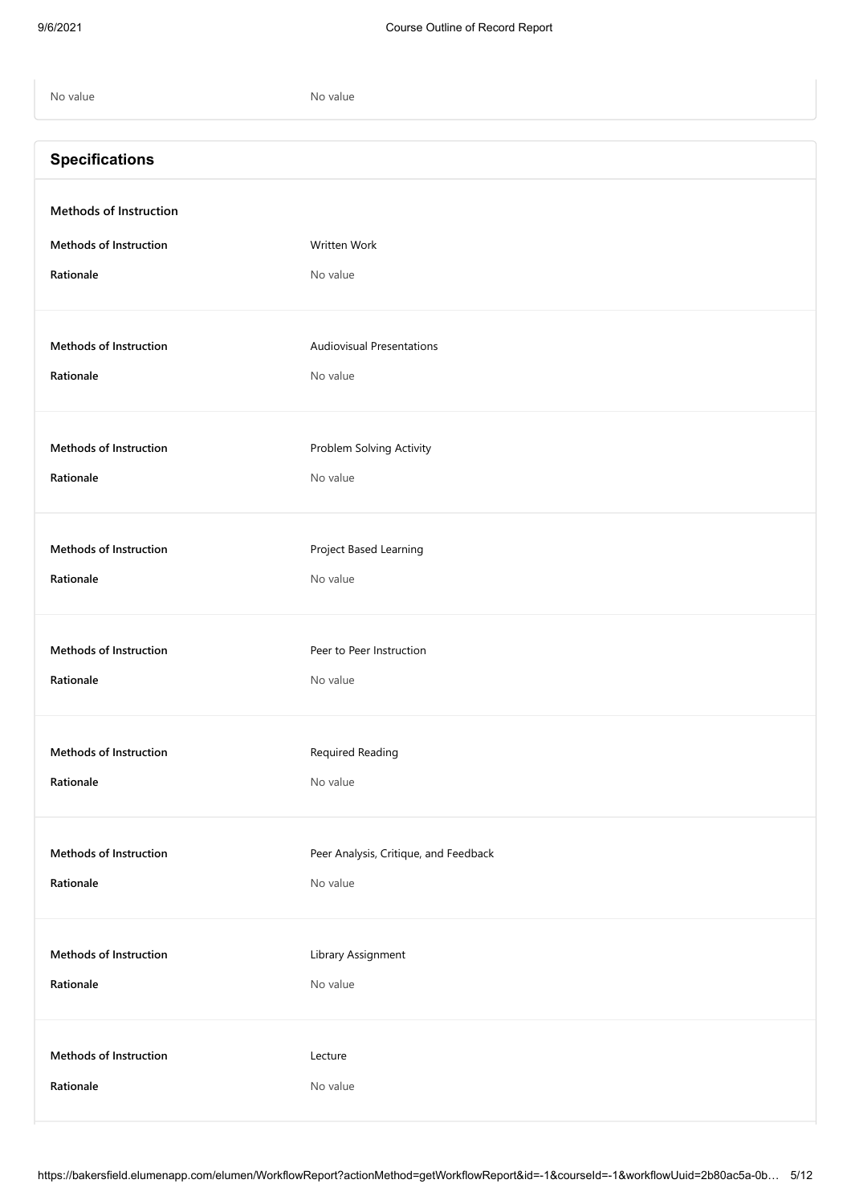| | |
|---|---|
| No value | No value |

## Specifications

**Methods of Instruction**

| | |
|---|---|
| **Methods of Instruction** | Written Work |
| **Rationale** | No value |

| | |
|---|---|
| **Methods of Instruction** | Audiovisual Presentations |
| **Rationale** | No value |

| | |
|---|---|
| **Methods of Instruction** | Problem Solving Activity |
| **Rationale** | No value |

| | |
|---|---|
| **Methods of Instruction** | Project Based Learning |
| **Rationale** | No value |

| | |
|---|---|
| **Methods of Instruction** | Peer to Peer Instruction |
| **Rationale** | No value |

| | |
|---|---|
| **Methods of Instruction** | Required Reading |
| **Rationale** | No value |

| | |
|---|---|
| **Methods of Instruction** | Peer Analysis, Critique, and Feedback |
| **Rationale** | No value |

| | |
|---|---|
| **Methods of Instruction** | Library Assignment |
| **Rationale** | No value |

| | |
|---|---|
| **Methods of Instruction** | Lecture |
| **Rationale** | No value |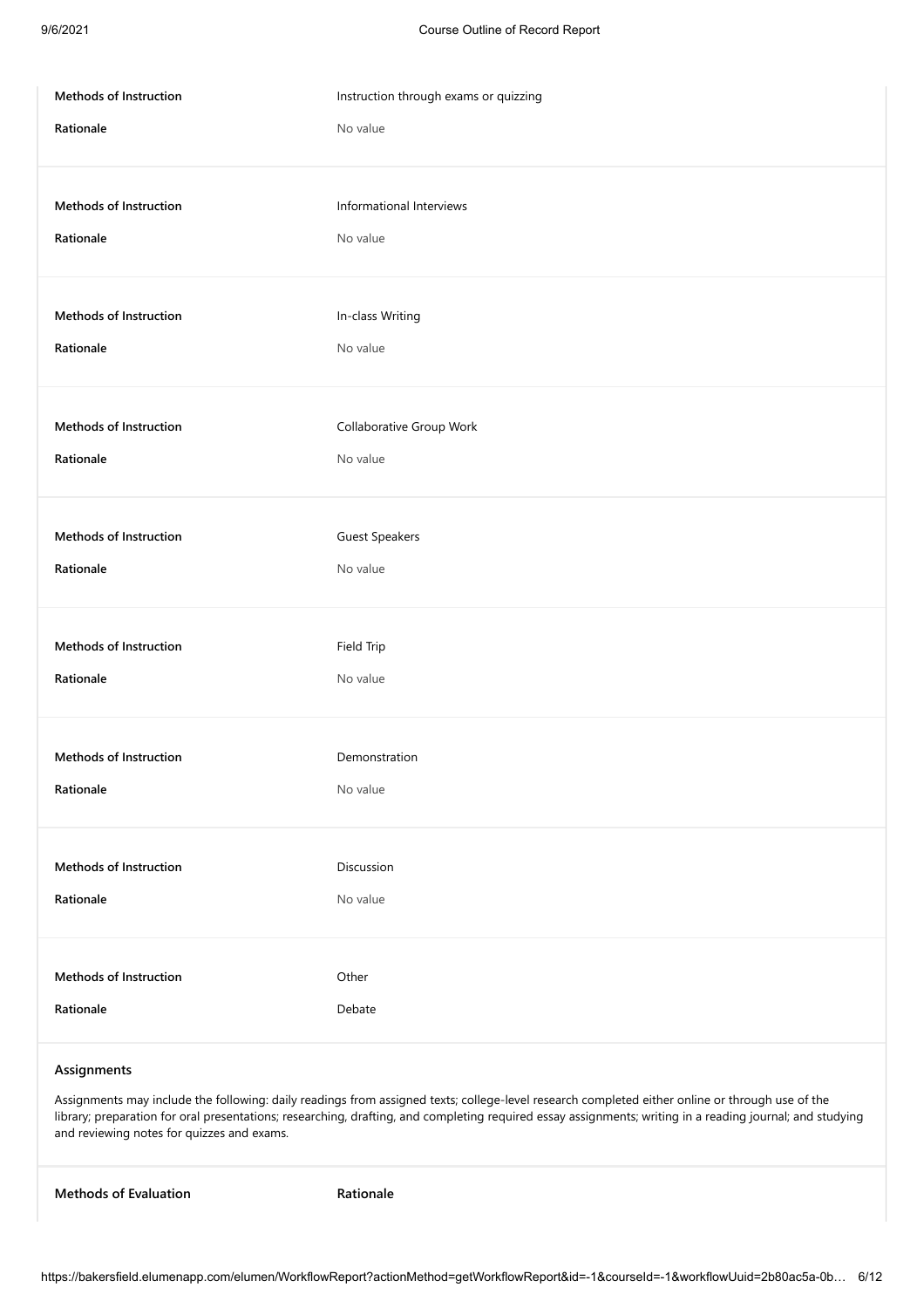| | |
|---|---|
| **Methods of Instruction** | Instruction through exams or quizzing |
| **Rationale** | No value |
| **Methods of Instruction** | Informational Interviews |
| **Rationale** | No value |
| **Methods of Instruction** | In-class Writing |
| **Rationale** | No value |
| **Methods of Instruction** | Collaborative Group Work |
| **Rationale** | No value |
| **Methods of Instruction** | Guest Speakers |
| **Rationale** | No value |
| **Methods of Instruction** | Field Trip |
| **Rationale** | No value |
| **Methods of Instruction** | Demonstration |
| **Rationale** | No value |
| **Methods of Instruction** | Discussion |
| **Rationale** | No value |
| **Methods of Instruction** | Other |
| **Rationale** | Debate |

**Assignments**

Assignments may include the following: daily readings from assigned texts; college-level research completed either online or through use of the library; preparation for oral presentations; researching, drafting, and completing required essay assignments; writing in a reading journal; and studying and reviewing notes for quizzes and exams.

| Methods of Evaluation | Rationale |
|---|---|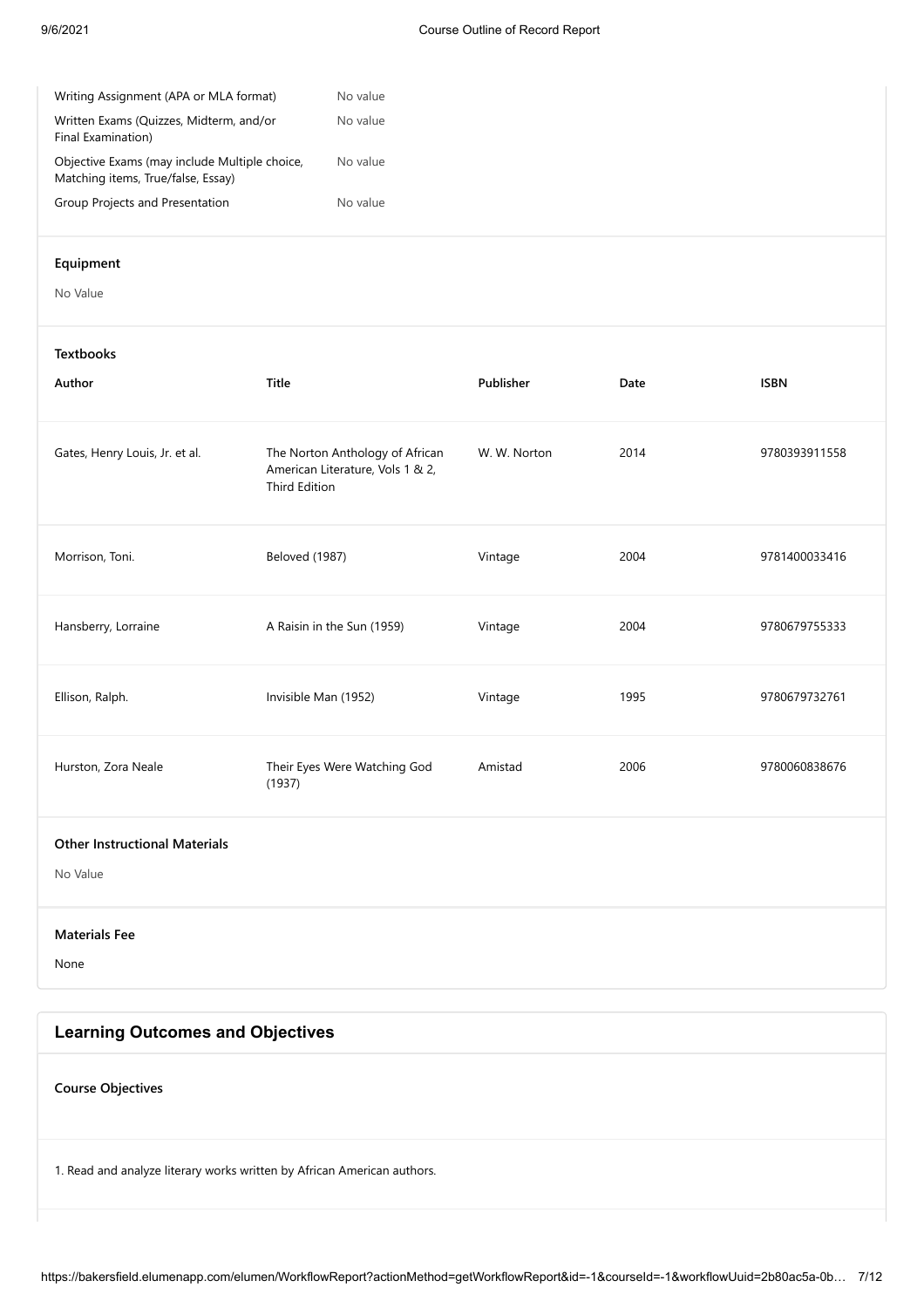| | |
|---|---|
| Writing Assignment (APA or MLA format) | No value |
| Written Exams (Quizzes, Midterm, and/or Final Examination) | No value |
| Objective Exams (may include Multiple choice, Matching items, True/false, Essay) | No value |
| Group Projects and Presentation | No value |

### Equipment

No Value

### Textbooks

| Author | Title | Publisher | Date | ISBN |
|---|---|---|---|---|
| Gates, Henry Louis, Jr. et al. | The Norton Anthology of African American Literature, Vols 1 & 2, Third Edition | W. W. Norton | 2014 | 9780393911558 |
| Morrison, Toni. | Beloved (1987) | Vintage | 2004 | 9781400033416 |
| Hansberry, Lorraine | A Raisin in the Sun (1959) | Vintage | 2004 | 9780679755333 |
| Ellison, Ralph. | Invisible Man (1952) | Vintage | 1995 | 9780679732761 |
| Hurston, Zora Neale | Their Eyes Were Watching God (1937) | Amistad | 2006 | 9780060838676 |

### Other Instructional Materials

No Value

### Materials Fee

None

## Learning Outcomes and Objectives

### Course Objectives

1. Read and analyze literary works written by African American authors.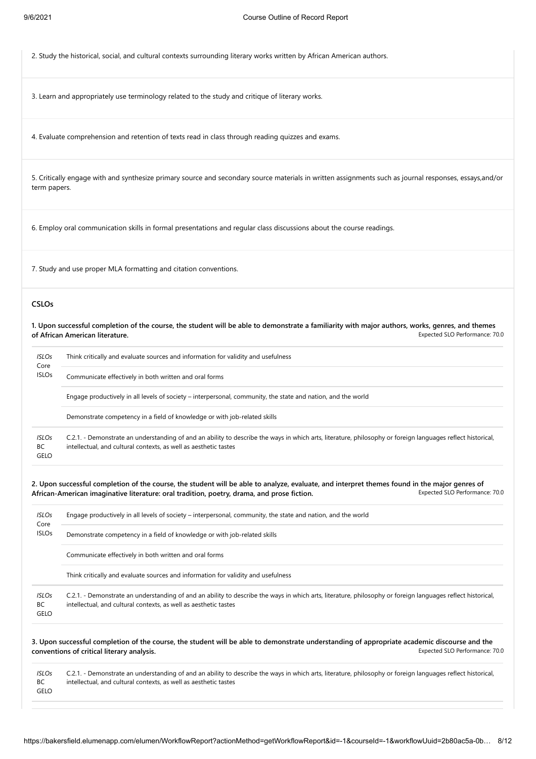2. Study the historical, social, and cultural contexts surrounding literary works written by African American authors.

3. Learn and appropriately use terminology related to the study and critique of literary works.

4. Evaluate comprehension and retention of texts read in class through reading quizzes and exams.

5. Critically engage with and synthesize primary source and secondary source materials in written assignments such as journal responses, essays,and/or term papers.

6. Employ oral communication skills in formal presentations and regular class discussions about the course readings.

7. Study and use proper MLA formatting and citation conventions.

### CSLOs

**1. Upon successful completion of the course, the student will be able to demonstrate a familiarity with major authors, works, genres, and themes of African American literature.**

Expected SLO Performance: 70.0

| | |
|---|---|
| *ISLOs* Core ISLOs | Think critically and evaluate sources and information for validity and usefulness |
| | Communicate effectively in both written and oral forms |
| | Engage productively in all levels of society – interpersonal, community, the state and nation, and the world |
| | Demonstrate competency in a field of knowledge or with job-related skills |
| *ISLOs* BC GELO | C.2.1. - Demonstrate an understanding of and an ability to describe the ways in which arts, literature, philosophy or foreign languages reflect historical, intellectual, and cultural contexts, as well as aesthetic tastes |

**2. Upon successful completion of the course, the student will be able to analyze, evaluate, and interpret themes found in the major genres of African-American imaginative literature: oral tradition, poetry, drama, and prose fiction.**

Expected SLO Performance: 70.0

| | |
|---|---|
| *ISLOs* Core ISLOs | Engage productively in all levels of society – interpersonal, community, the state and nation, and the world |
| | Demonstrate competency in a field of knowledge or with job-related skills |
| | Communicate effectively in both written and oral forms |
| | Think critically and evaluate sources and information for validity and usefulness |
| *ISLOs* BC GELO | C.2.1. - Demonstrate an understanding of and an ability to describe the ways in which arts, literature, philosophy or foreign languages reflect historical, intellectual, and cultural contexts, as well as aesthetic tastes |

**3. Upon successful completion of the course, the student will be able to demonstrate understanding of appropriate academic discourse and the conventions of critical literary analysis.**

Expected SLO Performance: 70.0

| | |
|---|---|
| *ISLOs* BC GELO | C.2.1. - Demonstrate an understanding of and an ability to describe the ways in which arts, literature, philosophy or foreign languages reflect historical, intellectual, and cultural contexts, as well as aesthetic tastes |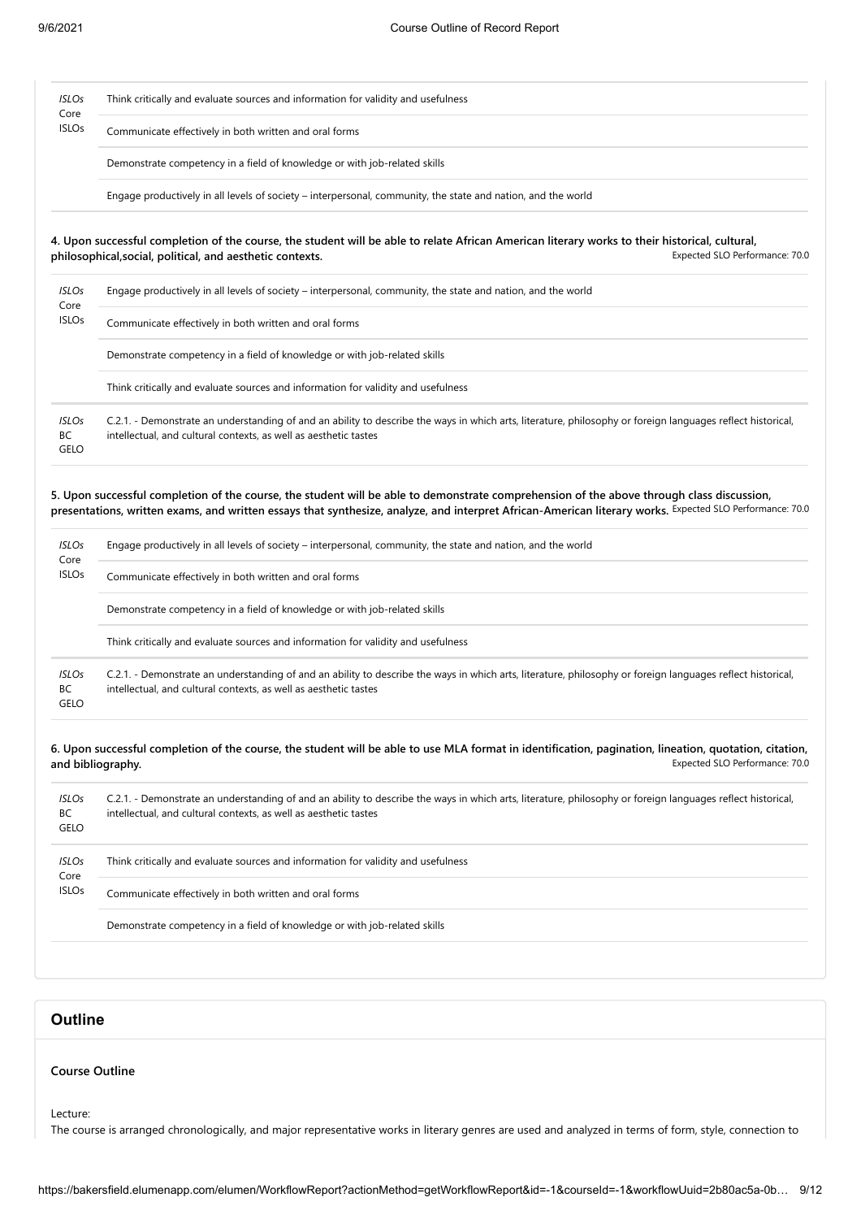| ISLOs Core ISLOs | Think critically and evaluate sources and information for validity and usefulness |
|---|---|
| | Communicate effectively in both written and oral forms |
| | Demonstrate competency in a field of knowledge or with job-related skills |
| | Engage productively in all levels of society – interpersonal, community, the state and nation, and the world |

**4. Upon successful completion of the course, the student will be able to relate African American literary works to their historical, cultural, philosophical,social, political, and aesthetic contexts.** Expected SLO Performance: 70.0

| ISLOs Core ISLOs | Engage productively in all levels of society – interpersonal, community, the state and nation, and the world |
|---|---|
| | Communicate effectively in both written and oral forms |
| | Demonstrate competency in a field of knowledge or with job-related skills |
| | Think critically and evaluate sources and information for validity and usefulness |
| ISLOs BC GELO | C.2.1. - Demonstrate an understanding of and an ability to describe the ways in which arts, literature, philosophy or foreign languages reflect historical, intellectual, and cultural contexts, as well as aesthetic tastes |

**5. Upon successful completion of the course, the student will be able to demonstrate comprehension of the above through class discussion, presentations, written exams, and written essays that synthesize, analyze, and interpret African-American literary works.** Expected SLO Performance: 70.0

| ISLOs Core ISLOs | Engage productively in all levels of society – interpersonal, community, the state and nation, and the world |
|---|---|
| | Communicate effectively in both written and oral forms |
| | Demonstrate competency in a field of knowledge or with job-related skills |
| | Think critically and evaluate sources and information for validity and usefulness |
| ISLOs BC GELO | C.2.1. - Demonstrate an understanding of and an ability to describe the ways in which arts, literature, philosophy or foreign languages reflect historical, intellectual, and cultural contexts, as well as aesthetic tastes |

**6. Upon successful completion of the course, the student will be able to use MLA format in identification, pagination, lineation, quotation, citation, and bibliography.** Expected SLO Performance: 70.0

| ISLOs BC GELO | C.2.1. - Demonstrate an understanding of and an ability to describe the ways in which arts, literature, philosophy or foreign languages reflect historical, intellectual, and cultural contexts, as well as aesthetic tastes |
|---|---|
| ISLOs Core ISLOs | Think critically and evaluate sources and information for validity and usefulness |
| | Communicate effectively in both written and oral forms |
| | Demonstrate competency in a field of knowledge or with job-related skills |

## Outline

**Course Outline**

Lecture:

The course is arranged chronologically, and major representative works in literary genres are used and analyzed in terms of form, style, connection to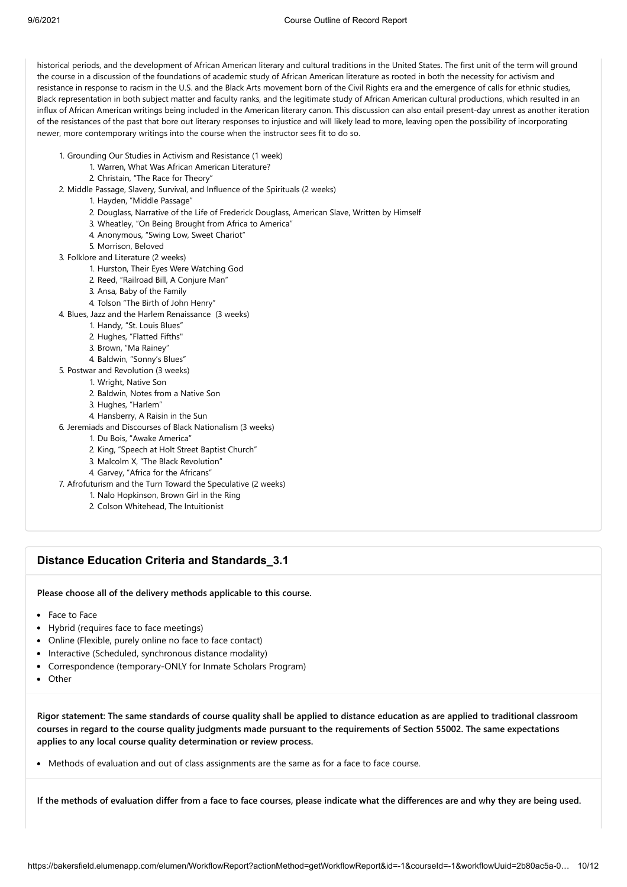historical periods, and the development of African American literary and cultural traditions in the United States. The first unit of the term will ground the course in a discussion of the foundations of academic study of African American literature as rooted in both the necessity for activism and resistance in response to racism in the U.S. and the Black Arts movement born of the Civil Rights era and the emergence of calls for ethnic studies, Black representation in both subject matter and faculty ranks, and the legitimate study of African American cultural productions, which resulted in an influx of African American writings being included in the American literary canon. This discussion can also entail present-day unrest as another iteration of the resistances of the past that bore out literary responses to injustice and will likely lead to more, leaving open the possibility of incorporating newer, more contemporary writings into the course when the instructor sees fit to do so.

1. Grounding Our Studies in Activism and Resistance (1 week)
    1. Warren, What Was African American Literature?
    2. Christain, "The Race for Theory"
2. Middle Passage, Slavery, Survival, and Influence of the Spirituals (2 weeks)
    1. Hayden, "Middle Passage"
    2. Douglass, Narrative of the Life of Frederick Douglass, American Slave, Written by Himself
    3. Wheatley, "On Being Brought from Africa to America"
    4. Anonymous, "Swing Low, Sweet Chariot"
    5. Morrison, Beloved
3. Folklore and Literature (2 weeks)
    1. Hurston, Their Eyes Were Watching God
    2. Reed, "Railroad Bill, A Conjure Man"
    3. Ansa, Baby of the Family
    4. Tolson "The Birth of John Henry"
4. Blues, Jazz and the Harlem Renaissance (3 weeks)
    1. Handy, "St. Louis Blues"
    2. Hughes, "Flatted Fifths"
    3. Brown, "Ma Rainey"
    4. Baldwin, "Sonny's Blues"
5. Postwar and Revolution (3 weeks)
    1. Wright, Native Son
    2. Baldwin, Notes from a Native Son
    3. Hughes, "Harlem"
    4. Hansberry, A Raisin in the Sun
6. Jeremiads and Discourses of Black Nationalism (3 weeks)
    1. Du Bois, "Awake America"
    2. King, "Speech at Holt Street Baptist Church"
    3. Malcolm X, "The Black Revolution"
    4. Garvey, "Africa for the Africans"
7. Afrofuturism and the Turn Toward the Speculative (2 weeks)
    1. Nalo Hopkinson, Brown Girl in the Ring
    2. Colson Whitehead, The Intuitionist

## Distance Education Criteria and Standards_3.1

**Please choose all of the delivery methods applicable to this course.**

- Face to Face
- Hybrid (requires face to face meetings)
- Online (Flexible, purely online no face to face contact)
- Interactive (Scheduled, synchronous distance modality)
- Correspondence (temporary-ONLY for Inmate Scholars Program)
- Other

**Rigor statement: The same standards of course quality shall be applied to distance education as are applied to traditional classroom courses in regard to the course quality judgments made pursuant to the requirements of Section 55002. The same expectations applies to any local course quality determination or review process.**

- Methods of evaluation and out of class assignments are the same as for a face to face course.

**If the methods of evaluation differ from a face to face courses, please indicate what the differences are and why they are being used.**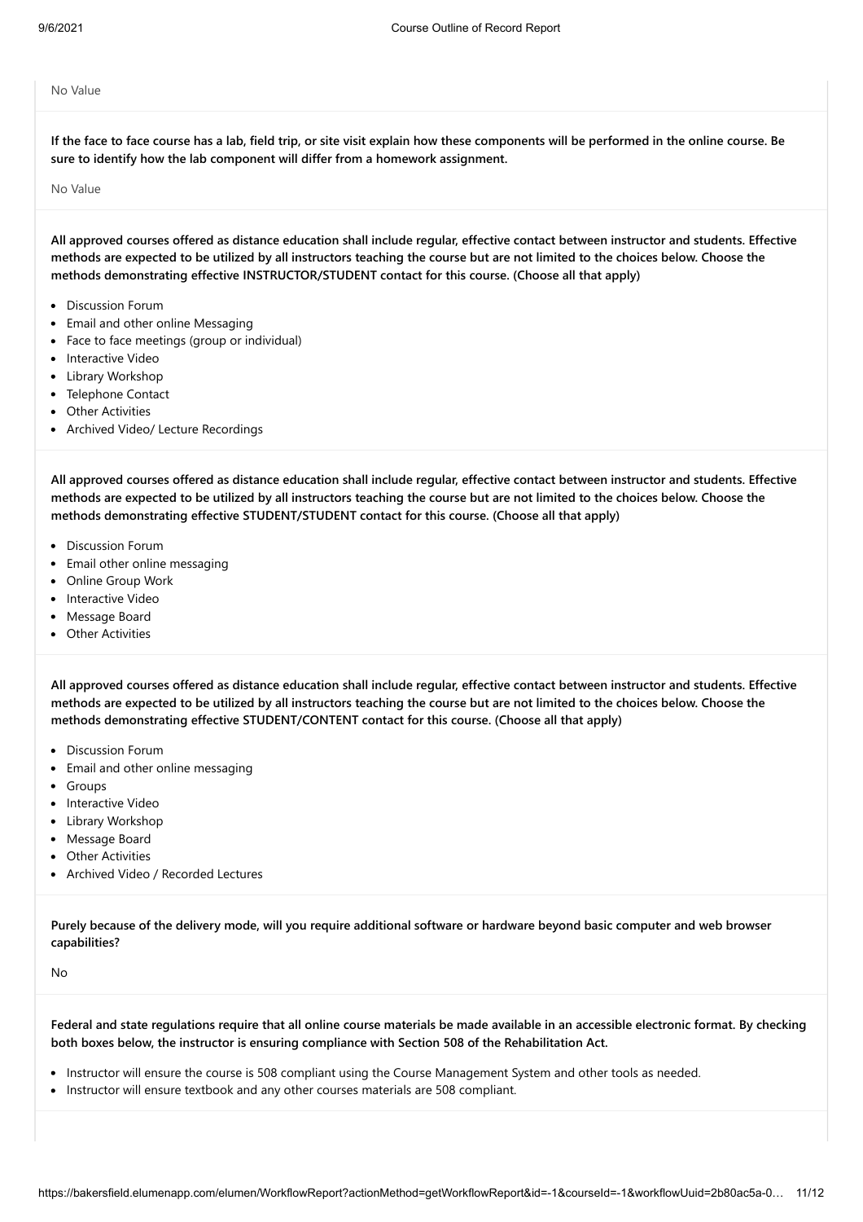No Value

**If the face to face course has a lab, field trip, or site visit explain how these components will be performed in the online course. Be sure to identify how the lab component will differ from a homework assignment.**

No Value

**All approved courses offered as distance education shall include regular, effective contact between instructor and students. Effective methods are expected to be utilized by all instructors teaching the course but are not limited to the choices below. Choose the methods demonstrating effective INSTRUCTOR/STUDENT contact for this course. (Choose all that apply)**

- Discussion Forum
- Email and other online Messaging
- Face to face meetings (group or individual)
- Interactive Video
- Library Workshop
- Telephone Contact
- Other Activities
- Archived Video/ Lecture Recordings

**All approved courses offered as distance education shall include regular, effective contact between instructor and students. Effective methods are expected to be utilized by all instructors teaching the course but are not limited to the choices below. Choose the methods demonstrating effective STUDENT/STUDENT contact for this course. (Choose all that apply)**

- Discussion Forum
- Email other online messaging
- Online Group Work
- Interactive Video
- Message Board
- Other Activities

**All approved courses offered as distance education shall include regular, effective contact between instructor and students. Effective methods are expected to be utilized by all instructors teaching the course but are not limited to the choices below. Choose the methods demonstrating effective STUDENT/CONTENT contact for this course. (Choose all that apply)**

- Discussion Forum
- Email and other online messaging
- Groups
- Interactive Video
- Library Workshop
- Message Board
- Other Activities
- Archived Video / Recorded Lectures

**Purely because of the delivery mode, will you require additional software or hardware beyond basic computer and web browser capabilities?**

No

**Federal and state regulations require that all online course materials be made available in an accessible electronic format. By checking both boxes below, the instructor is ensuring compliance with Section 508 of the Rehabilitation Act.**

- Instructor will ensure the course is 508 compliant using the Course Management System and other tools as needed.
- Instructor will ensure textbook and any other courses materials are 508 compliant.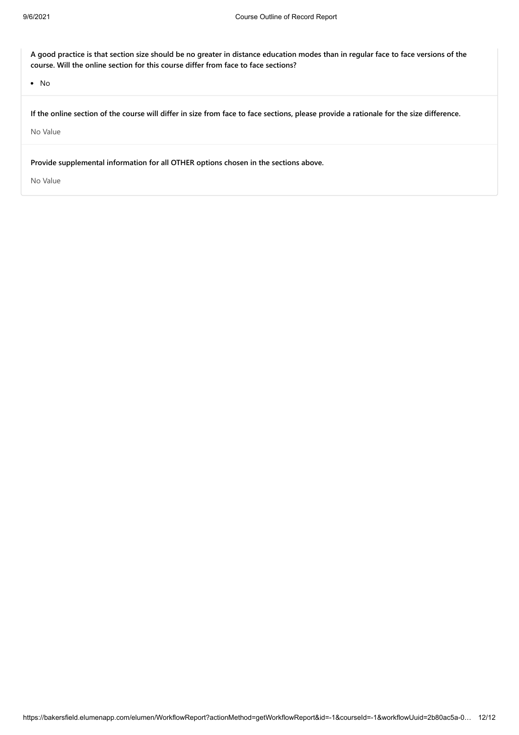**A good practice is that section size should be no greater in distance education modes than in regular face to face versions of the course. Will the online section for this course differ from face to face sections?**

- No

**If the online section of the course will differ in size from face to face sections, please provide a rationale for the size difference.**

No Value

**Provide supplemental information for all OTHER options chosen in the sections above.**

No Value